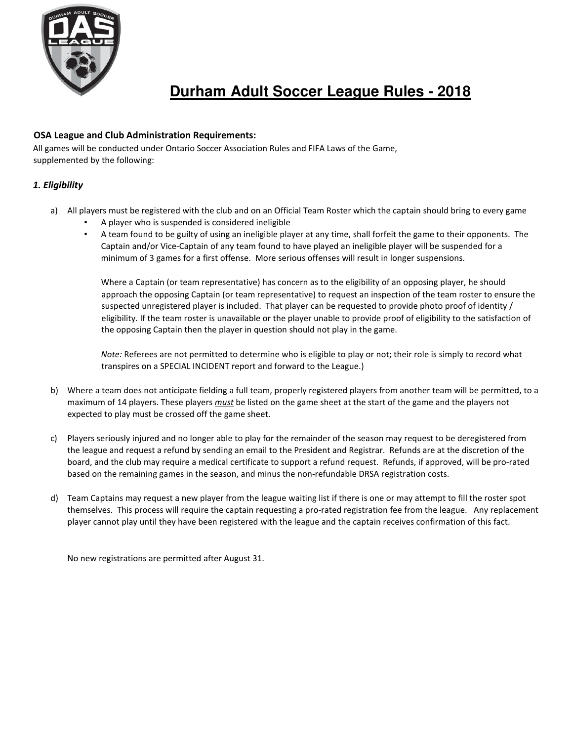# Durham Adult Soccer League Rules - 2018

**OSA League and Club Administration Requirements:**

All games will be conducted under Ontario Soccer Association Rules and FIFA Laws of the Game, supplemented by the following:

### *1. Eligibility*

a) All players must be registered with the club and on an Official Team Roster which the captain should bring to every game

- A player who is suspended is considered ineligible
- A team found to be guilty of using an ineligible player at any time, shall forfeit the game to their opponents. The Captain and/or Vice-Captain of any team found to have played an ineligible player will be suspended for a minimum of 3 games for a first offense. More serious offenses will result in longer suspensions.

  Where a Captain (or team representative) has concern as to the eligibility of an opposing player, he should approach the opposing Captain (or team representative) to request an inspection of the team roster to ensure the suspected unregistered player is included. That player can be requested to provide photo proof of identity / eligibility. If the team roster is unavailable or the player unable to provide proof of eligibility to the satisfaction of the opposing Captain then the player in question should not play in the game.

  *Note:* Referees are not permitted to determine who is eligible to play or not; their role is simply to record what transpires on a SPECIAL INCIDENT report and forward to the League.)

b) Where a team does not anticipate fielding a full team, properly registered players from another team will be permitted, to a maximum of 14 players. These players *must* be listed on the game sheet at the start of the game and the players not expected to play must be crossed off the game sheet.

c) Players seriously injured and no longer able to play for the remainder of the season may request to be deregistered from the league and request a refund by sending an email to the President and Registrar. Refunds are at the discretion of the board, and the club may require a medical certificate to support a refund request. Refunds, if approved, will be pro-rated based on the remaining games in the season, and minus the non-refundable DRSA registration costs.

d) Team Captains may request a new player from the league waiting list if there is one or may attempt to fill the roster spot themselves. This process will require the captain requesting a pro-rated registration fee from the league. Any replacement player cannot play until they have been registered with the league and the captain receives confirmation of this fact.

No new registrations are permitted after August 31.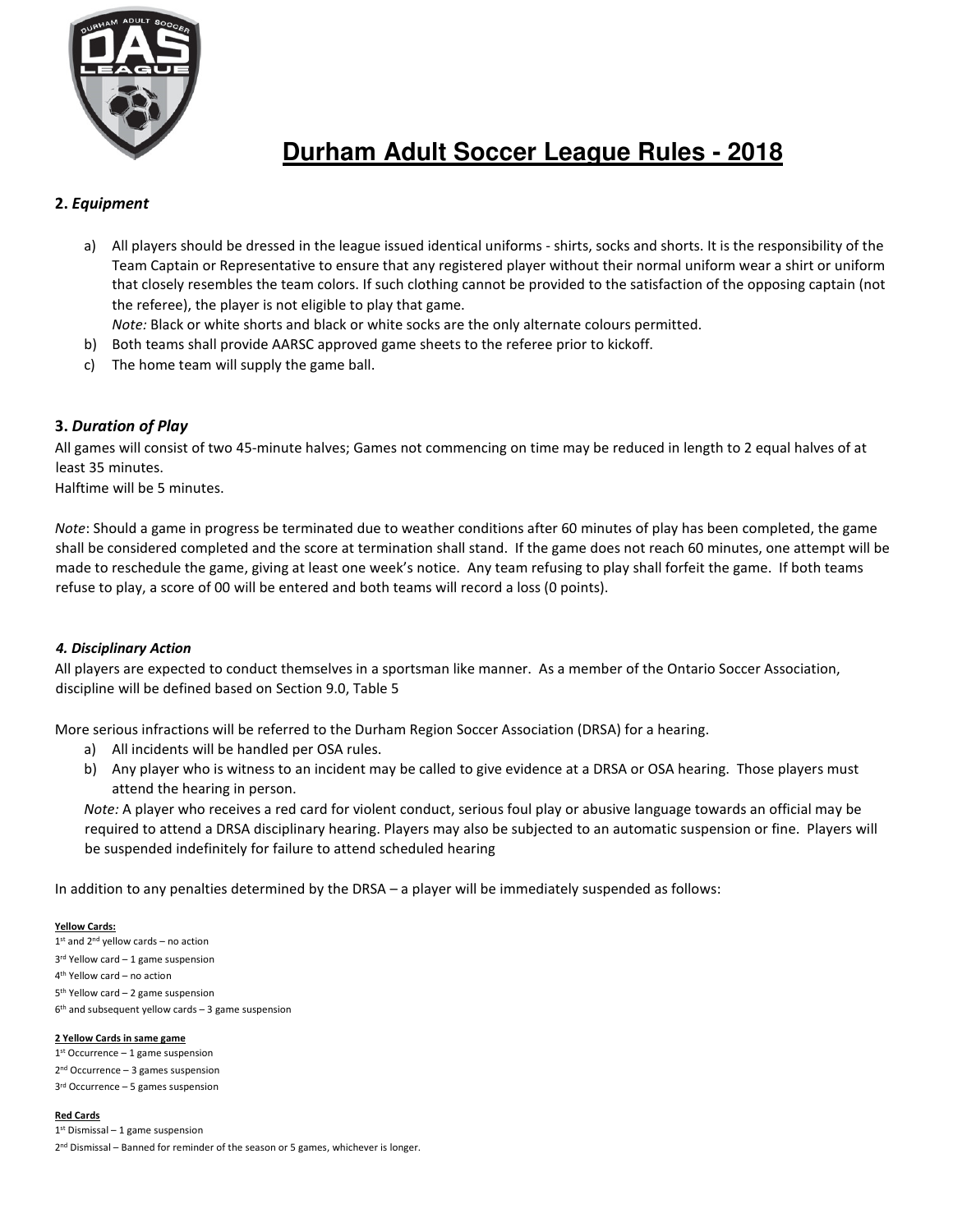# Durham Adult Soccer League Rules - 2018

## 2. *Equipment*

a) All players should be dressed in the league issued identical uniforms - shirts, socks and shorts. It is the responsibility of the Team Captain or Representative to ensure that any registered player without their normal uniform wear a shirt or uniform that closely resembles the team colors. If such clothing cannot be provided to the satisfaction of the opposing captain (not the referee), the player is not eligible to play that game.
*Note:* Black or white shorts and black or white socks are the only alternate colours permitted.
b) Both teams shall provide AARSC approved game sheets to the referee prior to kickoff.
c) The home team will supply the game ball.

## 3. *Duration of Play*

All games will consist of two 45-minute halves; Games not commencing on time may be reduced in length to 2 equal halves of at least 35 minutes.
Halftime will be 5 minutes.

*Note*: Should a game in progress be terminated due to weather conditions after 60 minutes of play has been completed, the game shall be considered completed and the score at termination shall stand. If the game does not reach 60 minutes, one attempt will be made to reschedule the game, giving at least one week's notice. Any team refusing to play shall forfeit the game. If both teams refuse to play, a score of 00 will be entered and both teams will record a loss (0 points).

## *4. Disciplinary Action*

All players are expected to conduct themselves in a sportsman like manner. As a member of the Ontario Soccer Association, discipline will be defined based on Section 9.0, Table 5

More serious infractions will be referred to the Durham Region Soccer Association (DRSA) for a hearing.

a) All incidents will be handled per OSA rules.
b) Any player who is witness to an incident may be called to give evidence at a DRSA or OSA hearing. Those players must attend the hearing in person.
*Note:* A player who receives a red card for violent conduct, serious foul play or abusive language towards an official may be required to attend a DRSA disciplinary hearing. Players may also be subjected to an automatic suspension or fine. Players will be suspended indefinitely for failure to attend scheduled hearing

In addition to any penalties determined by the DRSA – a player will be immediately suspended as follows:

**Yellow Cards:**

1st and 2nd yellow cards – no action
3rd Yellow card – 1 game suspension
4th Yellow card – no action
5th Yellow card – 2 game suspension
6th and subsequent yellow cards – 3 game suspension

**2 Yellow Cards in same game**

1st Occurrence – 1 game suspension
2nd Occurrence – 3 games suspension
3rd Occurrence – 5 games suspension

**Red Cards**

1st Dismissal – 1 game suspension
2nd Dismissal – Banned for reminder of the season or 5 games, whichever is longer.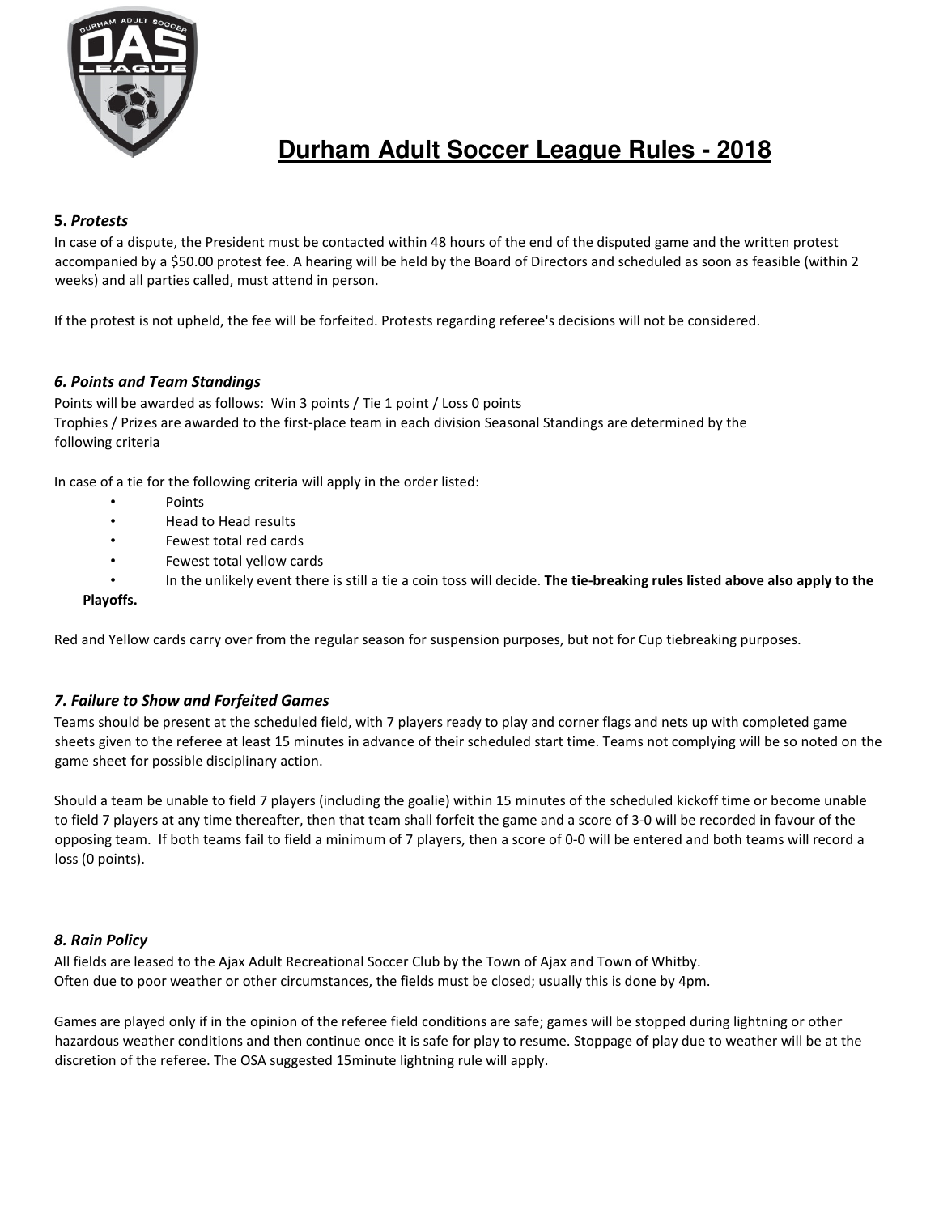# Durham Adult Soccer League Rules - 2018

### 5. *Protests*

In case of a dispute, the President must be contacted within 48 hours of the end of the disputed game and the written protest accompanied by a $50.00 protest fee. A hearing will be held by the Board of Directors and scheduled as soon as feasible (within 2 weeks) and all parties called, must attend in person.

If the protest is not upheld, the fee will be forfeited. Protests regarding referee's decisions will not be considered.

### *6. Points and Team Standings*

Points will be awarded as follows: Win 3 points / Tie 1 point / Loss 0 points
Trophies / Prizes are awarded to the first-place team in each division Seasonal Standings are determined by the following criteria

In case of a tie for the following criteria will apply in the order listed:

- Points
- Head to Head results
- Fewest total red cards
- Fewest total yellow cards
- In the unlikely event there is still a tie a coin toss will decide. **The tie-breaking rules listed above also apply to the Playoffs.**

Red and Yellow cards carry over from the regular season for suspension purposes, but not for Cup tiebreaking purposes.

### *7. Failure to Show and Forfeited Games*

Teams should be present at the scheduled field, with 7 players ready to play and corner flags and nets up with completed game sheets given to the referee at least 15 minutes in advance of their scheduled start time. Teams not complying will be so noted on the game sheet for possible disciplinary action.

Should a team be unable to field 7 players (including the goalie) within 15 minutes of the scheduled kickoff time or become unable to field 7 players at any time thereafter, then that team shall forfeit the game and a score of 3-0 will be recorded in favour of the opposing team. If both teams fail to field a minimum of 7 players, then a score of 0-0 will be entered and both teams will record a loss (0 points).

### *8. Rain Policy*

All fields are leased to the Ajax Adult Recreational Soccer Club by the Town of Ajax and Town of Whitby.
Often due to poor weather or other circumstances, the fields must be closed; usually this is done by 4pm.

Games are played only if in the opinion of the referee field conditions are safe; games will be stopped during lightning or other hazardous weather conditions and then continue once it is safe for play to resume. Stoppage of play due to weather will be at the discretion of the referee. The OSA suggested 15minute lightning rule will apply.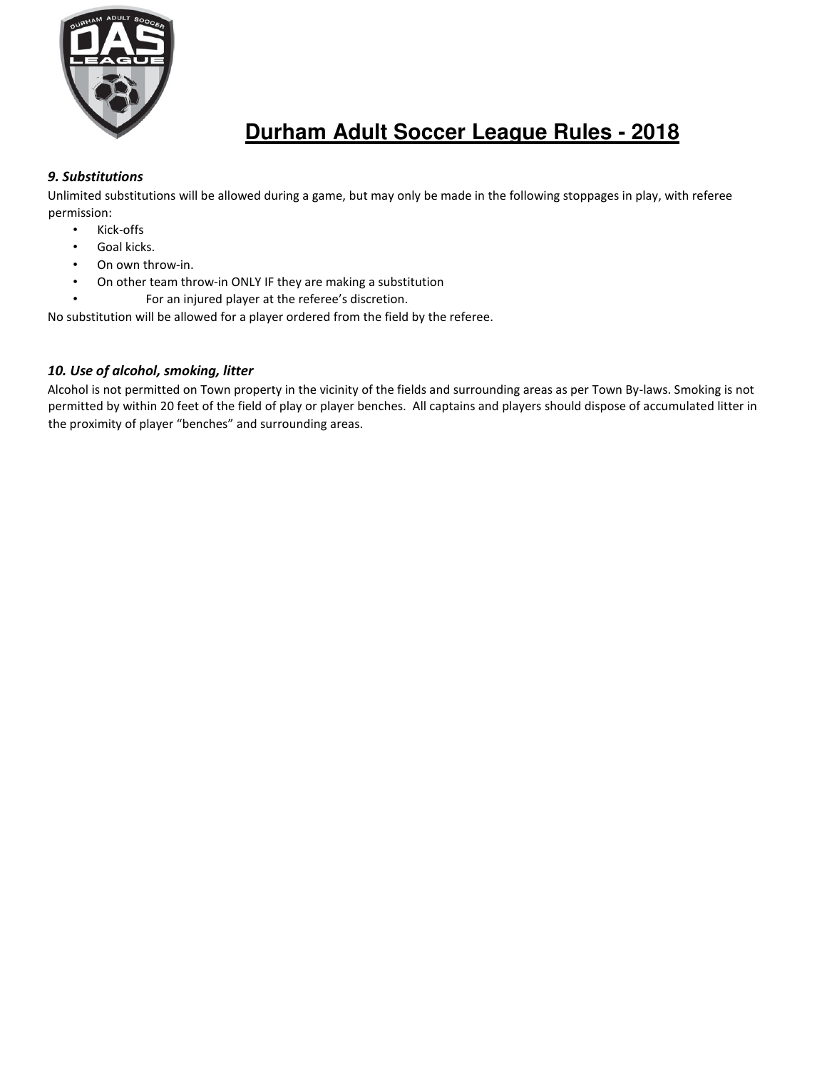# Durham Adult Soccer League Rules - 2018

### *9. Substitutions*

Unlimited substitutions will be allowed during a game, but may only be made in the following stoppages in play, with referee permission:

- Kick-offs
- Goal kicks.
- On own throw-in.
- On other team throw-in ONLY IF they are making a substitution
- For an injured player at the referee's discretion.

No substitution will be allowed for a player ordered from the field by the referee.

### *10. Use of alcohol, smoking, litter*

Alcohol is not permitted on Town property in the vicinity of the fields and surrounding areas as per Town By-laws. Smoking is not permitted by within 20 feet of the field of play or player benches. All captains and players should dispose of accumulated litter in the proximity of player "benches" and surrounding areas.